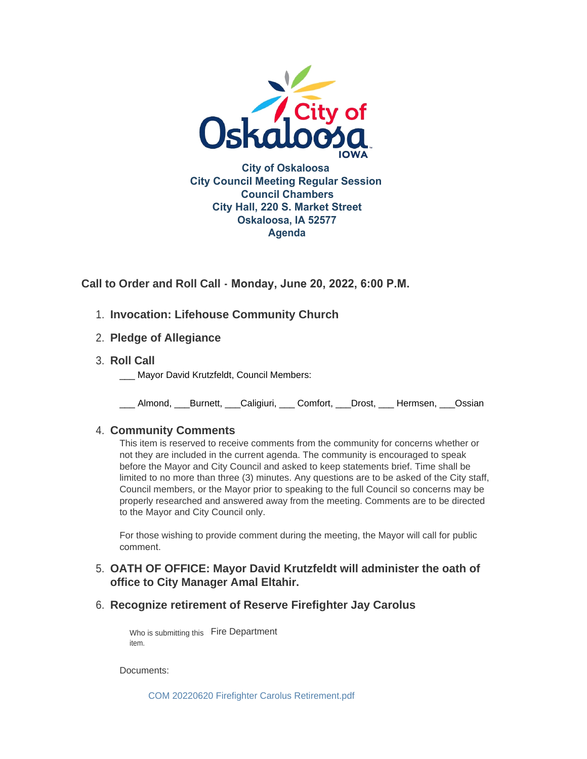City of Oskaloosa
City Council Meeting Regular Session
Council Chambers
City Hall, 220 S. Market Street
Oskaloosa, IA 52577
Agenda

**Call to Order and Roll Call - Monday, June 20, 2022, 6:00 P.M.**

1. **Invocation: Lifehouse Community Church**

2. **Pledge of Allegiance**

3. **Roll Call**

   ___ Mayor David Krutzfeldt, Council Members:

   ___ Almond, ___Burnett, ___Caligiuri, ___ Comfort, ___Drost, ___ Hermsen, ___Ossian

4. **Community Comments**

   This item is reserved to receive comments from the community for concerns whether or not they are included in the current agenda. The community is encouraged to speak before the Mayor and City Council and asked to keep statements brief. Time shall be limited to no more than three (3) minutes. Any questions are to be asked of the City staff, Council members, or the Mayor prior to speaking to the full Council so concerns may be properly researched and answered away from the meeting. Comments are to be directed to the Mayor and City Council only.

   For those wishing to provide comment during the meeting, the Mayor will call for public comment.

5. **OATH OF OFFICE: Mayor David Krutzfeldt will administer the oath of office to City Manager Amal Eltahir.**

6. **Recognize retirement of Reserve Firefighter Jay Carolus**

   Who is submitting this item. Fire Department

   Documents:

   COM 20220620 Firefighter Carolus Retirement.pdf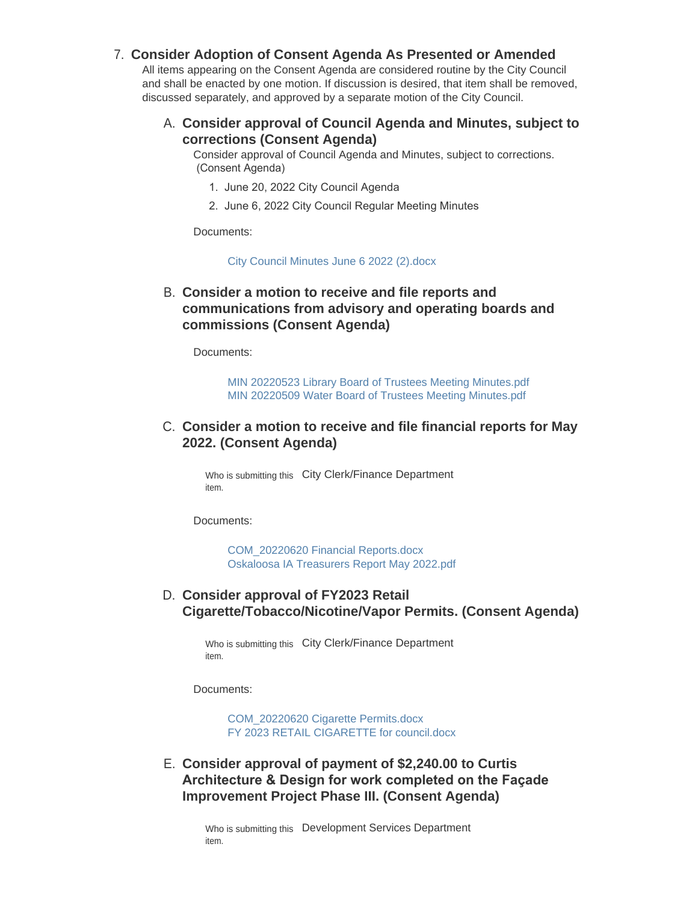7. **Consider Adoption of Consent Agenda As Presented or Amended**

   All items appearing on the Consent Agenda are considered routine by the City Council and shall be enacted by one motion. If discussion is desired, that item shall be removed, discussed separately, and approved by a separate motion of the City Council.

   A. **Consider approval of Council Agenda and Minutes, subject to corrections (Consent Agenda)**

      Consider approval of Council Agenda and Minutes, subject to corrections. (Consent Agenda)

      1. June 20, 2022 City Council Agenda
      2. June 6, 2022 City Council Regular Meeting Minutes

      Documents:

      City Council Minutes June 6 2022 (2).docx

   B. **Consider a motion to receive and file reports and communications from advisory and operating boards and commissions (Consent Agenda)**

      Documents:

      MIN 20220523 Library Board of Trustees Meeting Minutes.pdf
      MIN 20220509 Water Board of Trustees Meeting Minutes.pdf

   C. **Consider a motion to receive and file financial reports for May 2022. (Consent Agenda)**

      Who is submitting this item. City Clerk/Finance Department

      Documents:

      COM_20220620 Financial Reports.docx
      Oskaloosa IA Treasurers Report May 2022.pdf

   D. **Consider approval of FY2023 Retail Cigarette/Tobacco/Nicotine/Vapor Permits. (Consent Agenda)**

      Who is submitting this item. City Clerk/Finance Department

      Documents:

      COM_20220620 Cigarette Permits.docx
      FY 2023 RETAIL CIGARETTE for council.docx

   E. **Consider approval of payment of $2,240.00 to Curtis Architecture & Design for work completed on the Façade Improvement Project Phase III. (Consent Agenda)**

      Who is submitting this item. Development Services Department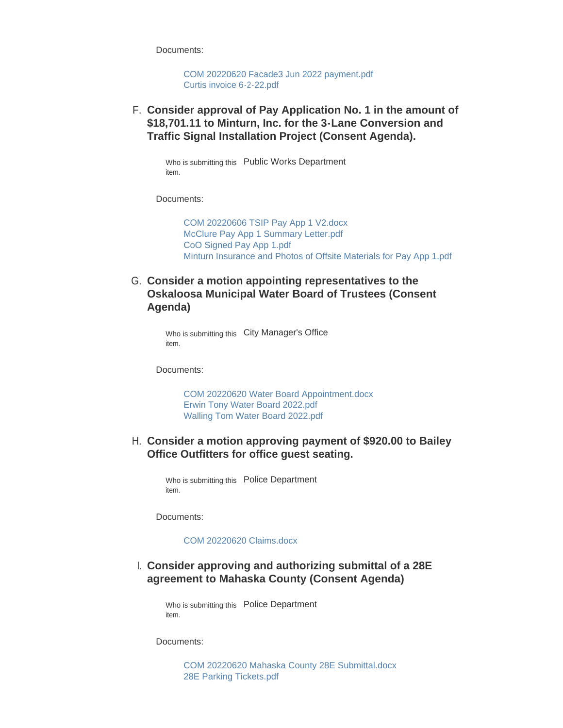Documents:

- COM 20220620 Facade3 Jun 2022 payment.pdf
- Curtis invoice 6-2-22.pdf

F. **Consider approval of Pay Application No. 1 in the amount of $18,701.11 to Minturn, Inc. for the 3-Lane Conversion and Traffic Signal Installation Project (Consent Agenda).**

Who is submitting this item. Public Works Department

Documents:

- COM 20220606 TSIP Pay App 1 V2.docx
- McClure Pay App 1 Summary Letter.pdf
- CoO Signed Pay App 1.pdf
- Minturn Insurance and Photos of Offsite Materials for Pay App 1.pdf

G. **Consider a motion appointing representatives to the Oskaloosa Municipal Water Board of Trustees (Consent Agenda)**

Who is submitting this item. City Manager's Office

Documents:

- COM 20220620 Water Board Appointment.docx
- Erwin Tony Water Board 2022.pdf
- Walling Tom Water Board 2022.pdf

H. **Consider a motion approving payment of $920.00 to Bailey Office Outfitters for office guest seating.**

Who is submitting this item. Police Department

Documents:

- COM 20220620 Claims.docx

I. **Consider approving and authorizing submittal of a 28E agreement to Mahaska County (Consent Agenda)**

Who is submitting this item. Police Department

Documents:

- COM 20220620 Mahaska County 28E Submittal.docx
- 28E Parking Tickets.pdf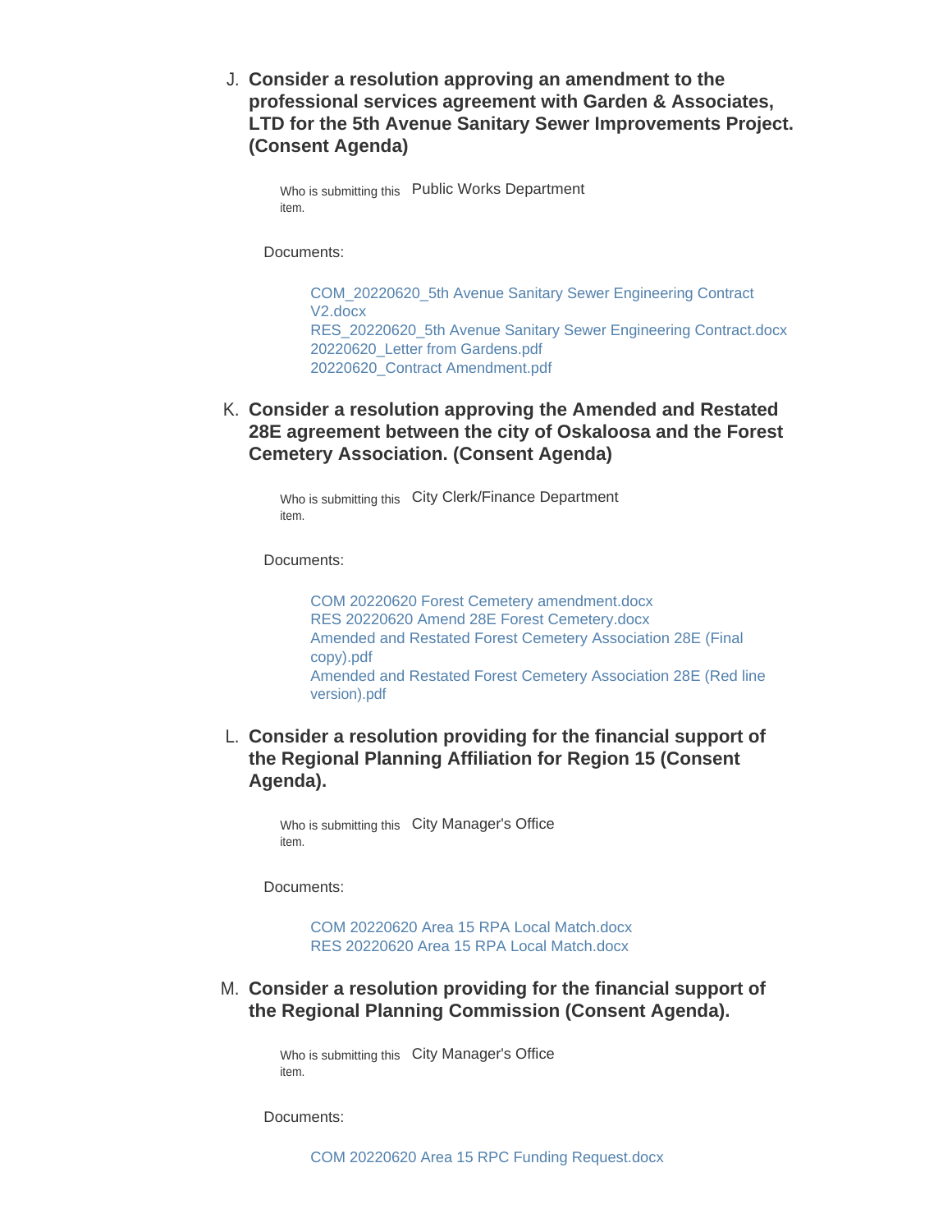J. **Consider a resolution approving an amendment to the professional services agreement with Garden & Associates, LTD for the 5th Avenue Sanitary Sewer Improvements Project. (Consent Agenda)**

Who is submitting this item. Public Works Department

Documents:

- COM_20220620_5th Avenue Sanitary Sewer Engineering Contract V2.docx
- RES_20220620_5th Avenue Sanitary Sewer Engineering Contract.docx
- 20220620_Letter from Gardens.pdf
- 20220620_Contract Amendment.pdf

K. **Consider a resolution approving the Amended and Restated 28E agreement between the city of Oskaloosa and the Forest Cemetery Association. (Consent Agenda)**

Who is submitting this item. City Clerk/Finance Department

Documents:

- COM 20220620 Forest Cemetery amendment.docx
- RES 20220620 Amend 28E Forest Cemetery.docx
- Amended and Restated Forest Cemetery Association 28E (Final copy).pdf
- Amended and Restated Forest Cemetery Association 28E (Red line version).pdf

L. **Consider a resolution providing for the financial support of the Regional Planning Affiliation for Region 15 (Consent Agenda).**

Who is submitting this item. City Manager's Office

Documents:

- COM 20220620 Area 15 RPA Local Match.docx
- RES 20220620 Area 15 RPA Local Match.docx

M. **Consider a resolution providing for the financial support of the Regional Planning Commission (Consent Agenda).**

Who is submitting this item. City Manager's Office

Documents:

- COM 20220620 Area 15 RPC Funding Request.docx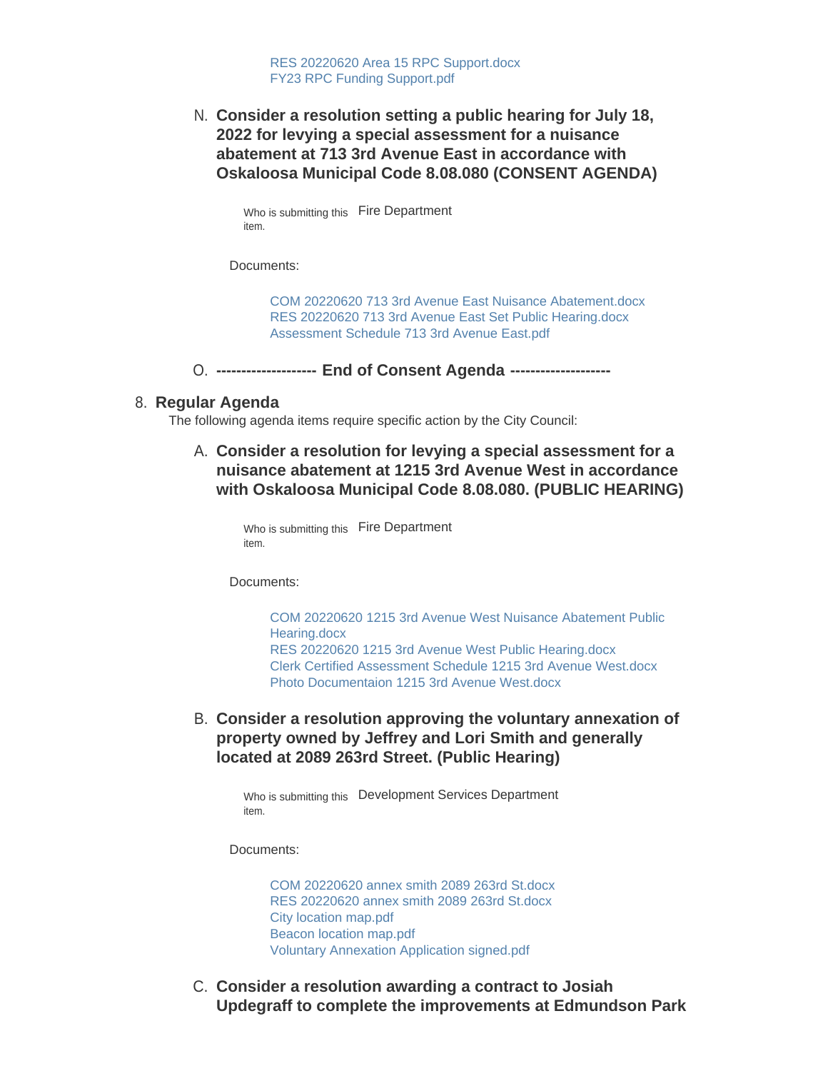RES 20220620 Area 15 RPC Support.docx
FY23 RPC Funding Support.pdf

N. **Consider a resolution setting a public hearing for July 18, 2022 for levying a special assessment for a nuisance abatement at 713 3rd Avenue East in accordance with Oskaloosa Municipal Code 8.08.080 (CONSENT AGENDA)**

Who is submitting this item. Fire Department

Documents:

COM 20220620 713 3rd Avenue East Nuisance Abatement.docx
RES 20220620 713 3rd Avenue East Set Public Hearing.docx
Assessment Schedule 713 3rd Avenue East.pdf

O. **------------------- End of Consent Agenda -------------------**

## 8. Regular Agenda

The following agenda items require specific action by the City Council:

A. **Consider a resolution for levying a special assessment for a nuisance abatement at 1215 3rd Avenue West in accordance with Oskaloosa Municipal Code 8.08.080. (PUBLIC HEARING)**

Who is submitting this item. Fire Department

Documents:

COM 20220620 1215 3rd Avenue West Nuisance Abatement Public Hearing.docx
RES 20220620 1215 3rd Avenue West Public Hearing.docx
Clerk Certified Assessment Schedule 1215 3rd Avenue West.docx
Photo Documentaion 1215 3rd Avenue West.docx

B. **Consider a resolution approving the voluntary annexation of property owned by Jeffrey and Lori Smith and generally located at 2089 263rd Street. (Public Hearing)**

Who is submitting this item. Development Services Department

Documents:

COM 20220620 annex smith 2089 263rd St.docx
RES 20220620 annex smith 2089 263rd St.docx
City location map.pdf
Beacon location map.pdf
Voluntary Annexation Application signed.pdf

C. **Consider a resolution awarding a contract to Josiah Updegraff to complete the improvements at Edmundson Park**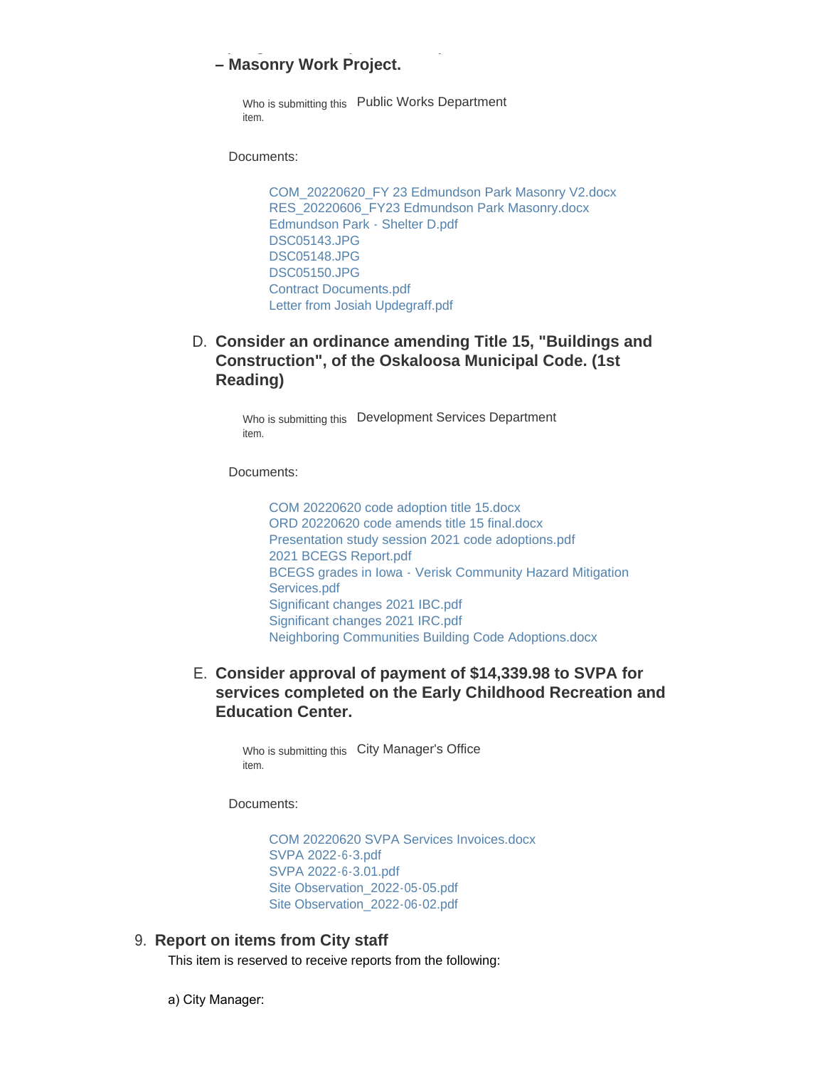**– Masonry Work Project.**

Who is submitting this item. Public Works Department

Documents:

- COM_20220620_FY 23 Edmundson Park Masonry V2.docx
- RES_20220606_FY23 Edmundson Park Masonry.docx
- Edmundson Park - Shelter D.pdf
- DSC05143.JPG
- DSC05148.JPG
- DSC05150.JPG
- Contract Documents.pdf
- Letter from Josiah Updegraff.pdf

### D. Consider an ordinance amending Title 15, "Buildings and Construction", of the Oskaloosa Municipal Code. (1st Reading)

Who is submitting this item. Development Services Department

Documents:

- COM 20220620 code adoption title 15.docx
- ORD 20220620 code amends title 15 final.docx
- Presentation study session 2021 code adoptions.pdf
- 2021 BCEGS Report.pdf
- BCEGS grades in Iowa - Verisk Community Hazard Mitigation Services.pdf
- Significant changes 2021 IBC.pdf
- Significant changes 2021 IRC.pdf
- Neighboring Communities Building Code Adoptions.docx

### E. Consider approval of payment of $14,339.98 to SVPA for services completed on the Early Childhood Recreation and Education Center.

Who is submitting this item. City Manager's Office

Documents:

- COM 20220620 SVPA Services Invoices.docx
- SVPA 2022-6-3.pdf
- SVPA 2022-6-3.01.pdf
- Site Observation_2022-05-05.pdf
- Site Observation_2022-06-02.pdf

## 9. Report on items from City staff

This item is reserved to receive reports from the following:

a) City Manager: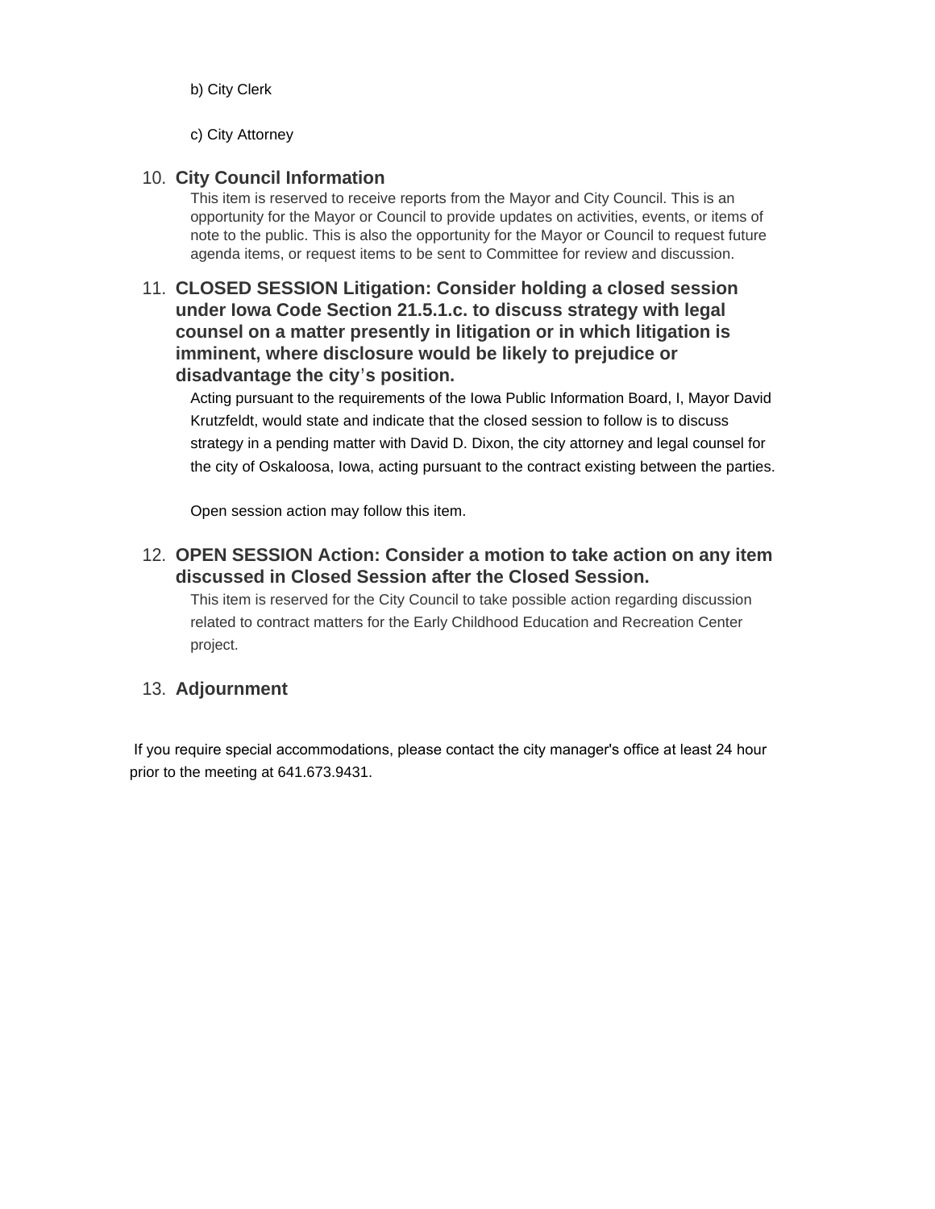b) City Clerk

c) City Attorney

10. **City Council Information**

    This item is reserved to receive reports from the Mayor and City Council. This is an opportunity for the Mayor or Council to provide updates on activities, events, or items of note to the public. This is also the opportunity for the Mayor or Council to request future agenda items, or request items to be sent to Committee for review and discussion.

11. **CLOSED SESSION Litigation: Consider holding a closed session under Iowa Code Section 21.5.1.c. to discuss strategy with legal counsel on a matter presently in litigation or in which litigation is imminent, where disclosure would be likely to prejudice or disadvantage the city's position.**

    Acting pursuant to the requirements of the Iowa Public Information Board, I, Mayor David Krutzfeldt, would state and indicate that the closed session to follow is to discuss strategy in a pending matter with David D. Dixon, the city attorney and legal counsel for the city of Oskaloosa, Iowa, acting pursuant to the contract existing between the parties.

    Open session action may follow this item.

12. **OPEN SESSION Action: Consider a motion to take action on any item discussed in Closed Session after the Closed Session.**

    This item is reserved for the City Council to take possible action regarding discussion related to contract matters for the Early Childhood Education and Recreation Center project.

13. **Adjournment**

If you require special accommodations, please contact the city manager's office at least 24 hour prior to the meeting at 641.673.9431.